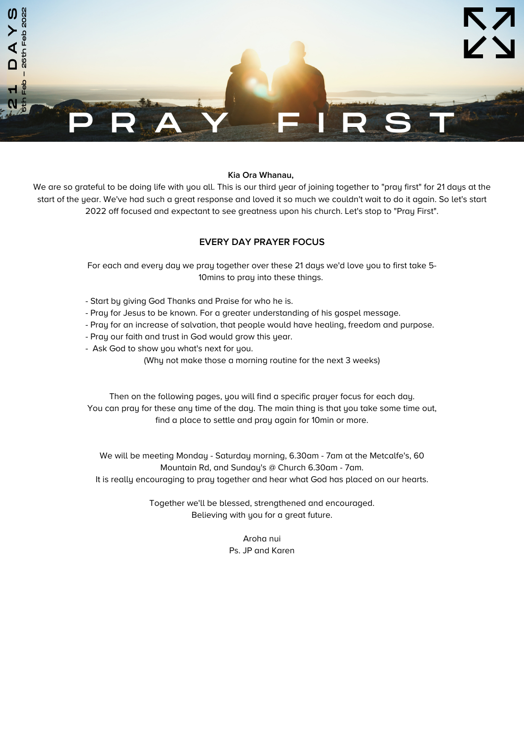# PRAY FIRST

21 DAYS
6th Feb – 26th Feb 2022

**Kia Ora Whanau,**

We are so grateful to be doing life with you all. This is our third year of joining together to "pray first" for 21 days at the start of the year. We've had such a great response and loved it so much we couldn't wait to do it again. So let's start 2022 off focused and expectant to see greatness upon his church. Let's stop to "Pray First".

## EVERY DAY PRAYER FOCUS

For each and every day we pray together over these 21 days we'd love you to first take 5-10mins to pray into these things.

- Start by giving God Thanks and Praise for who he is.
- Pray for Jesus to be known. For a greater understanding of his gospel message.
- Pray for an increase of salvation, that people would have healing, freedom and purpose.
- Pray our faith and trust in God would grow this year.
- Ask God to show you what's next for you.

(Why not make those a morning routine for the next 3 weeks)

Then on the following pages, you will find a specific prayer focus for each day.
You can pray for these any time of the day. The main thing is that you take some time out, find a place to settle and pray again for 10min or more.

We will be meeting Monday - Saturday morning, 6.30am - 7am at the Metcalfe's, 60 Mountain Rd, and Sunday's @ Church 6.30am - 7am.
It is really encouraging to pray together and hear what God has placed on our hearts.

Together we'll be blessed, strengthened and encouraged.
Believing with you for a great future.

Aroha nui
Ps. JP and Karen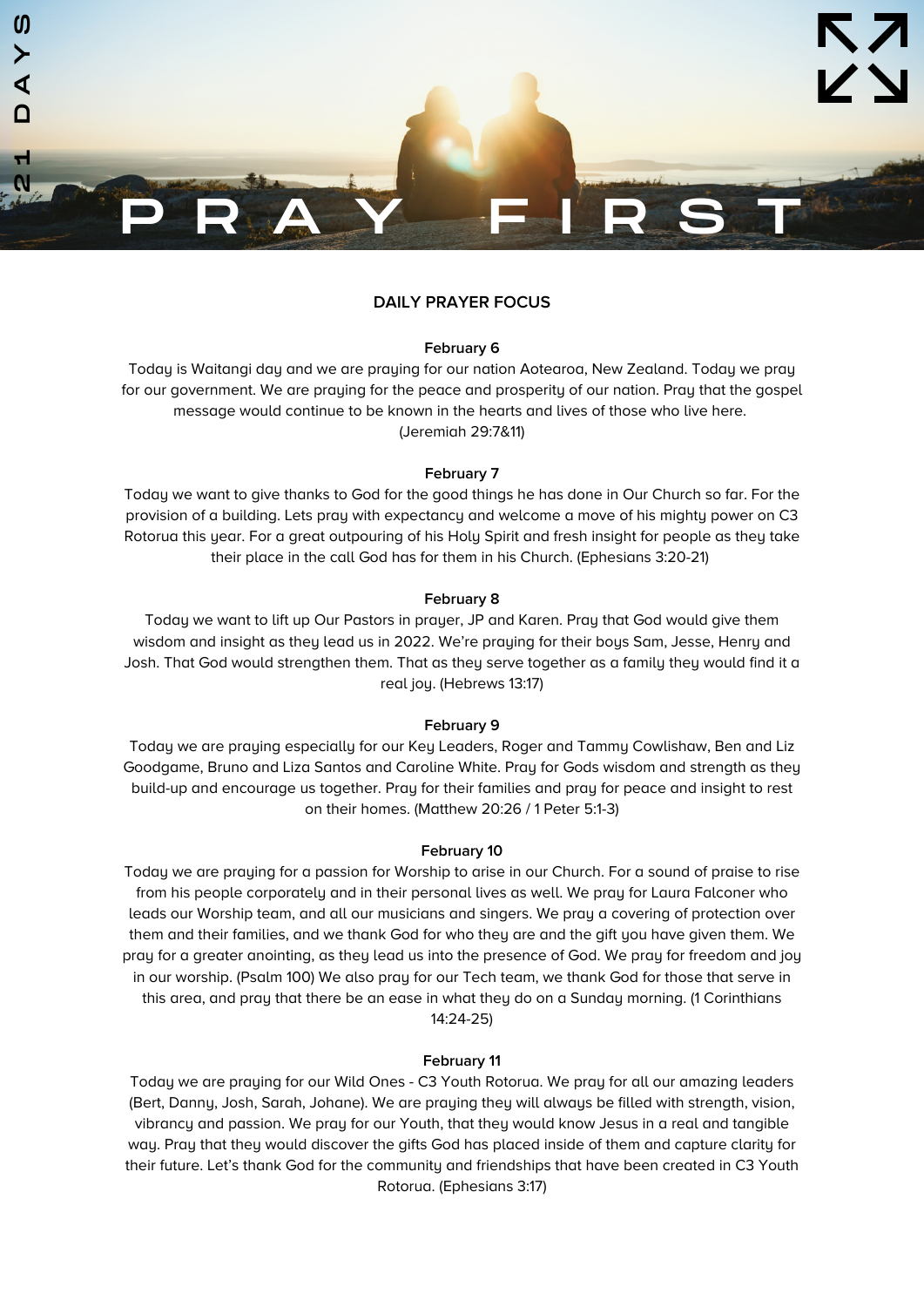# PRAY FIRST

## DAILY PRAYER FOCUS

**February 6**

Today is Waitangi day and we are praying for our nation Aotearoa, New Zealand. Today we pray for our government. We are praying for the peace and prosperity of our nation. Pray that the gospel message would continue to be known in the hearts and lives of those who live here. (Jeremiah 29:7&11)

**February 7**

Today we want to give thanks to God for the good things he has done in Our Church so far. For the provision of a building. Lets pray with expectancy and welcome a move of his mighty power on C3 Rotorua this year. For a great outpouring of his Holy Spirit and fresh insight for people as they take their place in the call God has for them in his Church. (Ephesians 3:20-21)

**February 8**

Today we want to lift up Our Pastors in prayer, JP and Karen. Pray that God would give them wisdom and insight as they lead us in 2022. We're praying for their boys Sam, Jesse, Henry and Josh. That God would strengthen them. That as they serve together as a family they would find it a real joy. (Hebrews 13:17)

**February 9**

Today we are praying especially for our Key Leaders, Roger and Tammy Cowlishaw, Ben and Liz Goodgame, Bruno and Liza Santos and Caroline White. Pray for Gods wisdom and strength as they build-up and encourage us together. Pray for their families and pray for peace and insight to rest on their homes. (Matthew 20:26 / 1 Peter 5:1-3)

**February 10**

Today we are praying for a passion for Worship to arise in our Church. For a sound of praise to rise from his people corporately and in their personal lives as well. We pray for Laura Falconer who leads our Worship team, and all our musicians and singers. We pray a covering of protection over them and their families, and we thank God for who they are and the gift you have given them. We pray for a greater anointing, as they lead us into the presence of God. We pray for freedom and joy in our worship. (Psalm 100) We also pray for our Tech team, we thank God for those that serve in this area, and pray that there be an ease in what they do on a Sunday morning. (1 Corinthians 14:24-25)

**February 11**

Today we are praying for our Wild Ones - C3 Youth Rotorua. We pray for all our amazing leaders (Bert, Danny, Josh, Sarah, Johane). We are praying they will always be filled with strength, vision, vibrancy and passion. We pray for our Youth, that they would know Jesus in a real and tangible way. Pray that they would discover the gifts God has placed inside of them and capture clarity for their future. Let's thank God for the community and friendships that have been created in C3 Youth Rotorua. (Ephesians 3:17)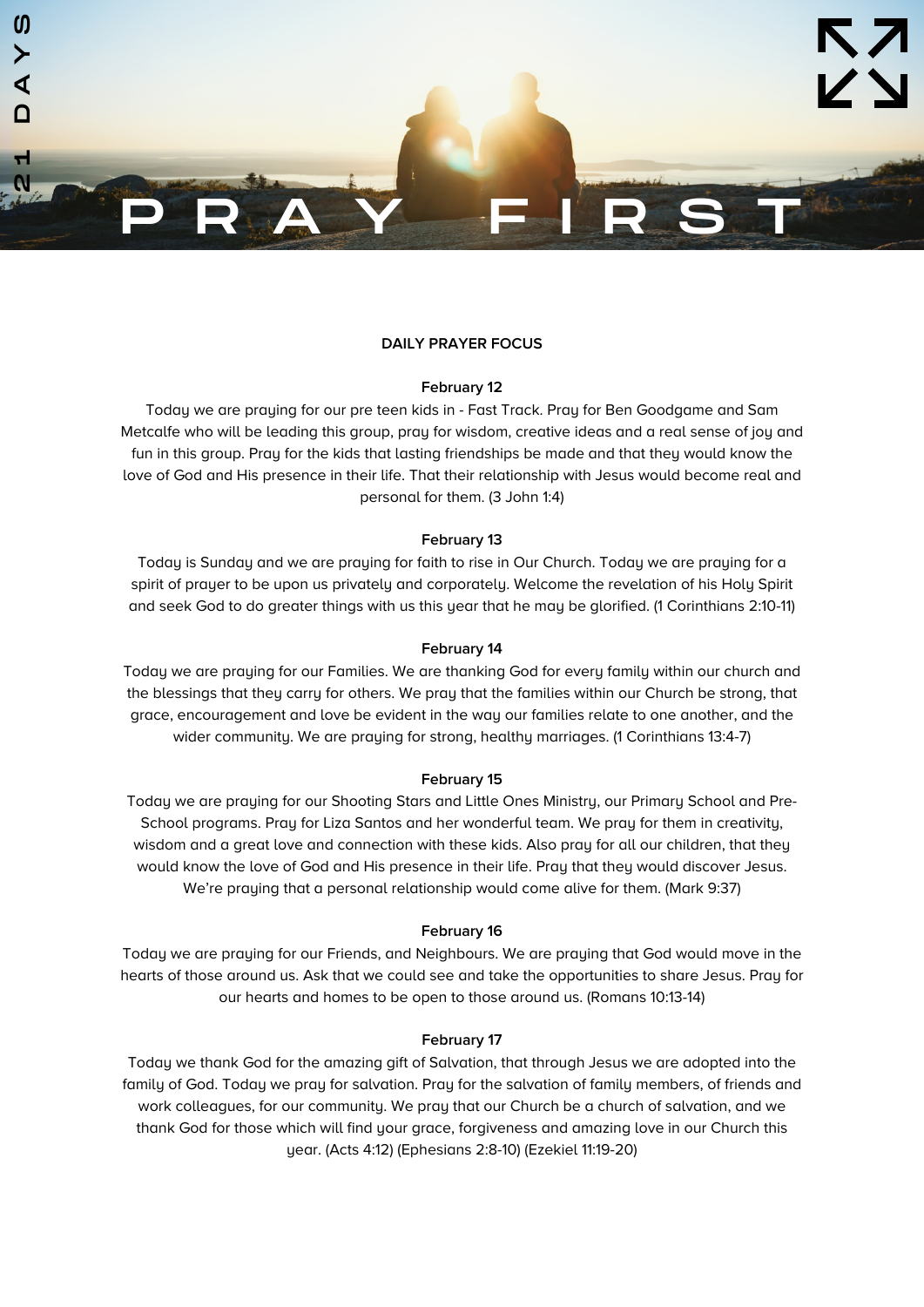# PRAY FIRST

21 DAYS

## DAILY PRAYER FOCUS

**February 12**

Today we are praying for our pre teen kids in - Fast Track. Pray for Ben Goodgame and Sam Metcalfe who will be leading this group, pray for wisdom, creative ideas and a real sense of joy and fun in this group. Pray for the kids that lasting friendships be made and that they would know the love of God and His presence in their life. That their relationship with Jesus would become real and personal for them. (3 John 1:4)

**February 13**

Today is Sunday and we are praying for faith to rise in Our Church. Today we are praying for a spirit of prayer to be upon us privately and corporately. Welcome the revelation of his Holy Spirit and seek God to do greater things with us this year that he may be glorified. (1 Corinthians 2:10-11)

**February 14**

Today we are praying for our Families. We are thanking God for every family within our church and the blessings that they carry for others. We pray that the families within our Church be strong, that grace, encouragement and love be evident in the way our families relate to one another, and the wider community. We are praying for strong, healthy marriages. (1 Corinthians 13:4-7)

**February 15**

Today we are praying for our Shooting Stars and Little Ones Ministry, our Primary School and Pre-School programs. Pray for Liza Santos and her wonderful team. We pray for them in creativity, wisdom and a great love and connection with these kids. Also pray for all our children, that they would know the love of God and His presence in their life. Pray that they would discover Jesus. We're praying that a personal relationship would come alive for them. (Mark 9:37)

**February 16**

Today we are praying for our Friends, and Neighbours. We are praying that God would move in the hearts of those around us. Ask that we could see and take the opportunities to share Jesus. Pray for our hearts and homes to be open to those around us. (Romans 10:13-14)

**February 17**

Today we thank God for the amazing gift of Salvation, that through Jesus we are adopted into the family of God. Today we pray for salvation. Pray for the salvation of family members, of friends and work colleagues, for our community. We pray that our Church be a church of salvation, and we thank God for those which will find your grace, forgiveness and amazing love in our Church this year. (Acts 4:12) (Ephesians 2:8-10) (Ezekiel 11:19-20)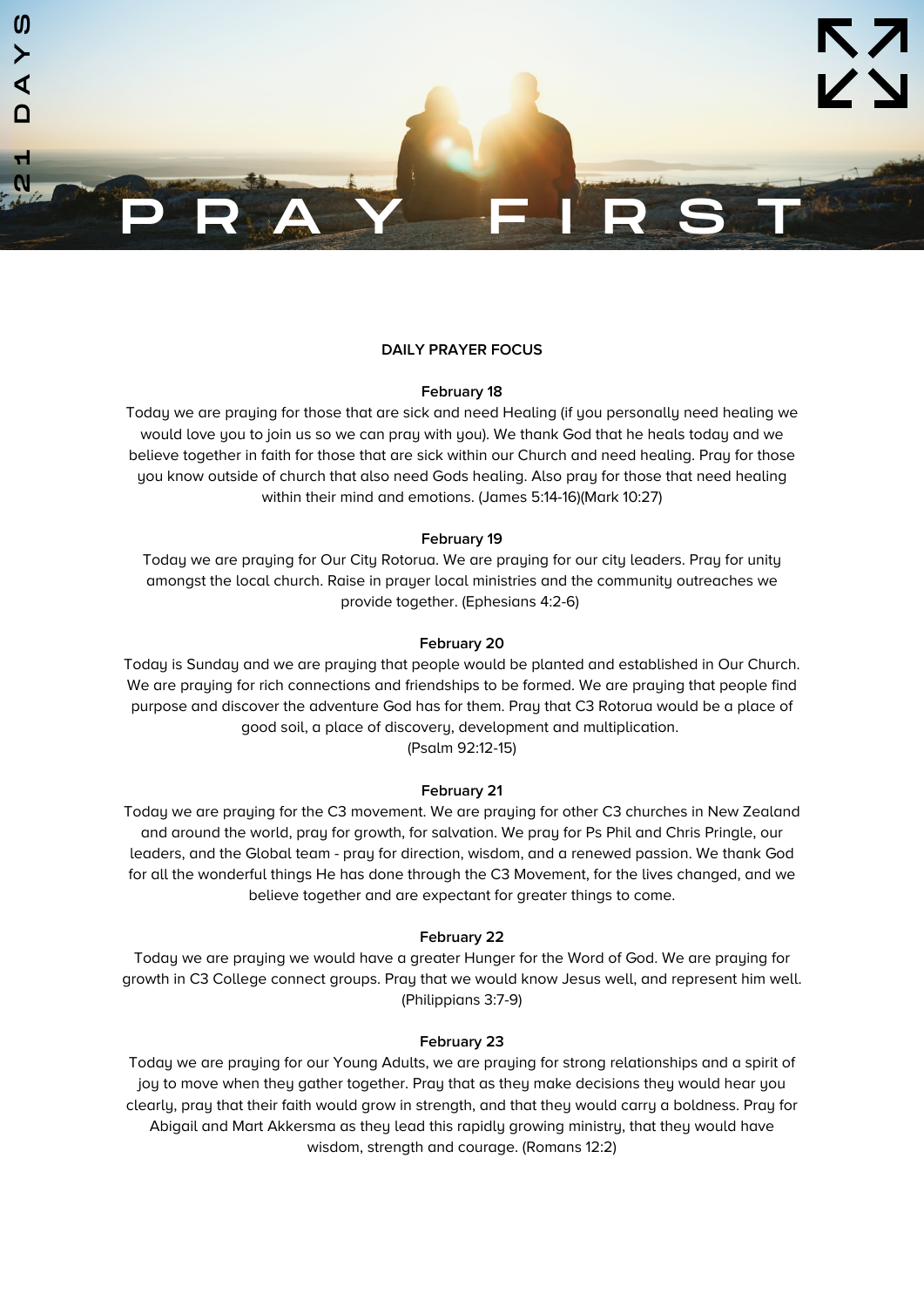# PRAY FIRST

21 DAYS

**DAILY PRAYER FOCUS**

**February 18**

Today we are praying for those that are sick and need Healing (if you personally need healing we would love you to join us so we can pray with you). We thank God that he heals today and we believe together in faith for those that are sick within our Church and need healing. Pray for those you know outside of church that also need Gods healing. Also pray for those that need healing within their mind and emotions. (James 5:14-16)(Mark 10:27)

**February 19**

Today we are praying for Our City Rotorua. We are praying for our city leaders. Pray for unity amongst the local church. Raise in prayer local ministries and the community outreaches we provide together. (Ephesians 4:2-6)

**February 20**

Today is Sunday and we are praying that people would be planted and established in Our Church. We are praying for rich connections and friendships to be formed. We are praying that people find purpose and discover the adventure God has for them. Pray that C3 Rotorua would be a place of good soil, a place of discovery, development and multiplication.
(Psalm 92:12-15)

**February 21**

Today we are praying for the C3 movement. We are praying for other C3 churches in New Zealand and around the world, pray for growth, for salvation. We pray for Ps Phil and Chris Pringle, our leaders, and the Global team - pray for direction, wisdom, and a renewed passion. We thank God for all the wonderful things He has done through the C3 Movement, for the lives changed, and we believe together and are expectant for greater things to come.

**February 22**

Today we are praying we would have a greater Hunger for the Word of God. We are praying for growth in C3 College connect groups. Pray that we would know Jesus well, and represent him well. (Philippians 3:7-9)

**February 23**

Today we are praying for our Young Adults, we are praying for strong relationships and a spirit of joy to move when they gather together. Pray that as they make decisions they would hear you clearly, pray that their faith would grow in strength, and that they would carry a boldness. Pray for Abigail and Mart Akkersma as they lead this rapidly growing ministry, that they would have wisdom, strength and courage. (Romans 12:2)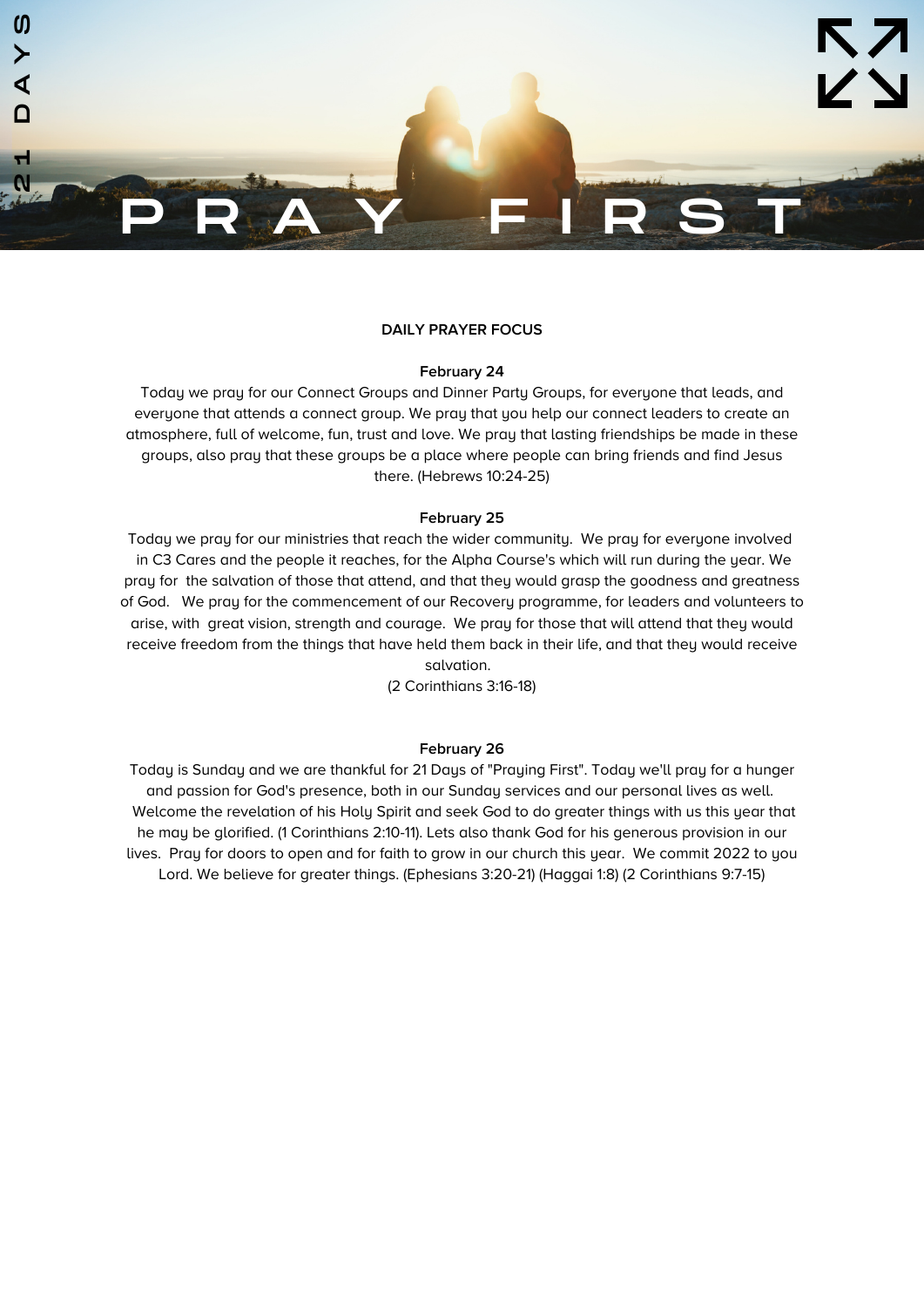# PRAY FIRST

21 DAYS

## DAILY PRAYER FOCUS

### February 24

Today we pray for our Connect Groups and Dinner Party Groups, for everyone that leads, and everyone that attends a connect group. We pray that you help our connect leaders to create an atmosphere, full of welcome, fun, trust and love. We pray that lasting friendships be made in these groups, also pray that these groups be a place where people can bring friends and find Jesus there. (Hebrews 10:24-25)

### February 25

Today we pray for our ministries that reach the wider community. We pray for everyone involved in C3 Cares and the people it reaches, for the Alpha Course's which will run during the year. We pray for the salvation of those that attend, and that they would grasp the goodness and greatness of God. We pray for the commencement of our Recovery programme, for leaders and volunteers to arise, with great vision, strength and courage. We pray for those that will attend that they would receive freedom from the things that have held them back in their life, and that they would receive salvation.

(2 Corinthians 3:16-18)

### February 26

Today is Sunday and we are thankful for 21 Days of "Praying First". Today we'll pray for a hunger and passion for God's presence, both in our Sunday services and our personal lives as well. Welcome the revelation of his Holy Spirit and seek God to do greater things with us this year that he may be glorified. (1 Corinthians 2:10-11). Lets also thank God for his generous provision in our lives. Pray for doors to open and for faith to grow in our church this year. We commit 2022 to you Lord. We believe for greater things. (Ephesians 3:20-21) (Haggai 1:8) (2 Corinthians 9:7-15)